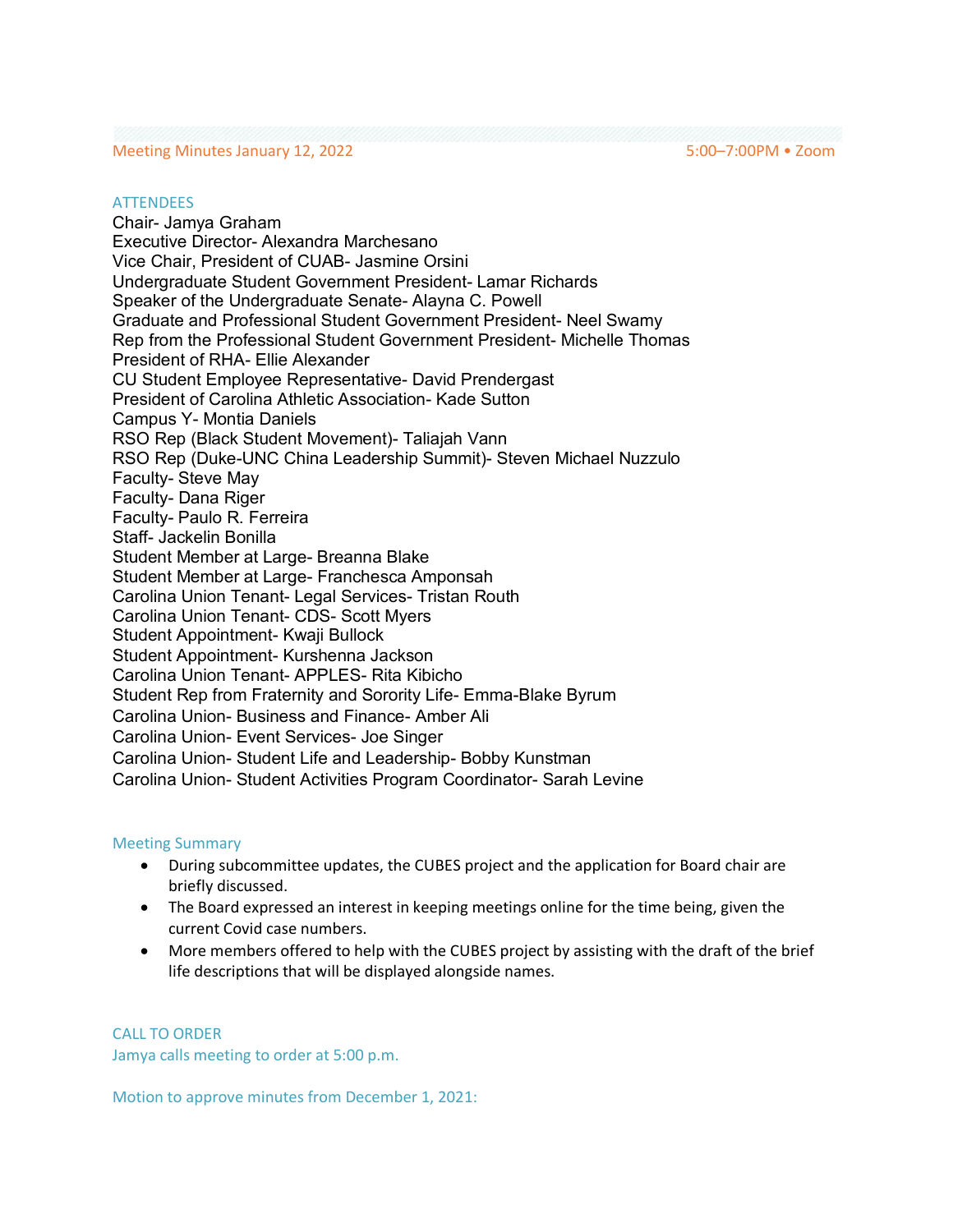Meeting Minutes January 12, 2022 5:00–7:00PM • Zoom

## ATTENDEES

Chair- Jamya Graham
Executive Director- Alexandra Marchesano
Vice Chair, President of CUAB- Jasmine Orsini
Undergraduate Student Government President- Lamar Richards
Speaker of the Undergraduate Senate- Alayna C. Powell
Graduate and Professional Student Government President- Neel Swamy
Rep from the Professional Student Government President- Michelle Thomas
President of RHA- Ellie Alexander
CU Student Employee Representative- David Prendergast
President of Carolina Athletic Association- Kade Sutton
Campus Y- Montia Daniels
RSO Rep (Black Student Movement)- Taliajah Vann
RSO Rep (Duke-UNC China Leadership Summit)- Steven Michael Nuzzulo
Faculty- Steve May
Faculty- Dana Riger
Faculty- Paulo R. Ferreira
Staff- Jackelin Bonilla
Student Member at Large- Breanna Blake
Student Member at Large- Franchesca Amponsah
Carolina Union Tenant- Legal Services- Tristan Routh
Carolina Union Tenant- CDS- Scott Myers
Student Appointment- Kwaji Bullock
Student Appointment- Kurshenna Jackson
Carolina Union Tenant- APPLES- Rita Kibicho
Student Rep from Fraternity and Sorority Life- Emma-Blake Byrum
Carolina Union- Business and Finance- Amber Ali
Carolina Union- Event Services- Joe Singer
Carolina Union- Student Life and Leadership- Bobby Kunstman
Carolina Union- Student Activities Program Coordinator- Sarah Levine

## Meeting Summary

- During subcommittee updates, the CUBES project and the application for Board chair are briefly discussed.
- The Board expressed an interest in keeping meetings online for the time being, given the current Covid case numbers.
- More members offered to help with the CUBES project by assisting with the draft of the brief life descriptions that will be displayed alongside names.

## CALL TO ORDER

Jamya calls meeting to order at 5:00 p.m.

Motion to approve minutes from December 1, 2021: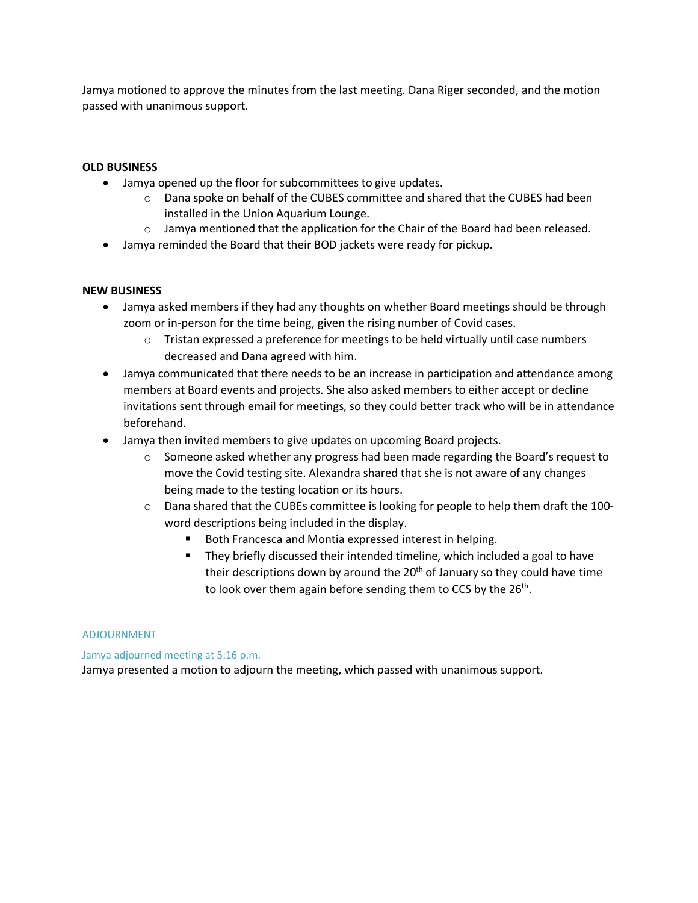Jamya motioned to approve the minutes from the last meeting. Dana Riger seconded, and the motion passed with unanimous support.

**OLD BUSINESS**

- Jamya opened up the floor for subcommittees to give updates.
  - Dana spoke on behalf of the CUBES committee and shared that the CUBES had been installed in the Union Aquarium Lounge.
  - Jamya mentioned that the application for the Chair of the Board had been released.
- Jamya reminded the Board that their BOD jackets were ready for pickup.

**NEW BUSINESS**

- Jamya asked members if they had any thoughts on whether Board meetings should be through zoom or in-person for the time being, given the rising number of Covid cases.
  - Tristan expressed a preference for meetings to be held virtually until case numbers decreased and Dana agreed with him.
- Jamya communicated that there needs to be an increase in participation and attendance among members at Board events and projects. She also asked members to either accept or decline invitations sent through email for meetings, so they could better track who will be in attendance beforehand.
- Jamya then invited members to give updates on upcoming Board projects.
  - Someone asked whether any progress had been made regarding the Board's request to move the Covid testing site. Alexandra shared that she is not aware of any changes being made to the testing location or its hours.
  - Dana shared that the CUBEs committee is looking for people to help them draft the 100-word descriptions being included in the display.
    - Both Francesca and Montia expressed interest in helping.
    - They briefly discussed their intended timeline, which included a goal to have their descriptions down by around the 20th of January so they could have time to look over them again before sending them to CCS by the 26th.

## ADJOURNMENT

### Jamya adjourned meeting at 5:16 p.m.

Jamya presented a motion to adjourn the meeting, which passed with unanimous support.